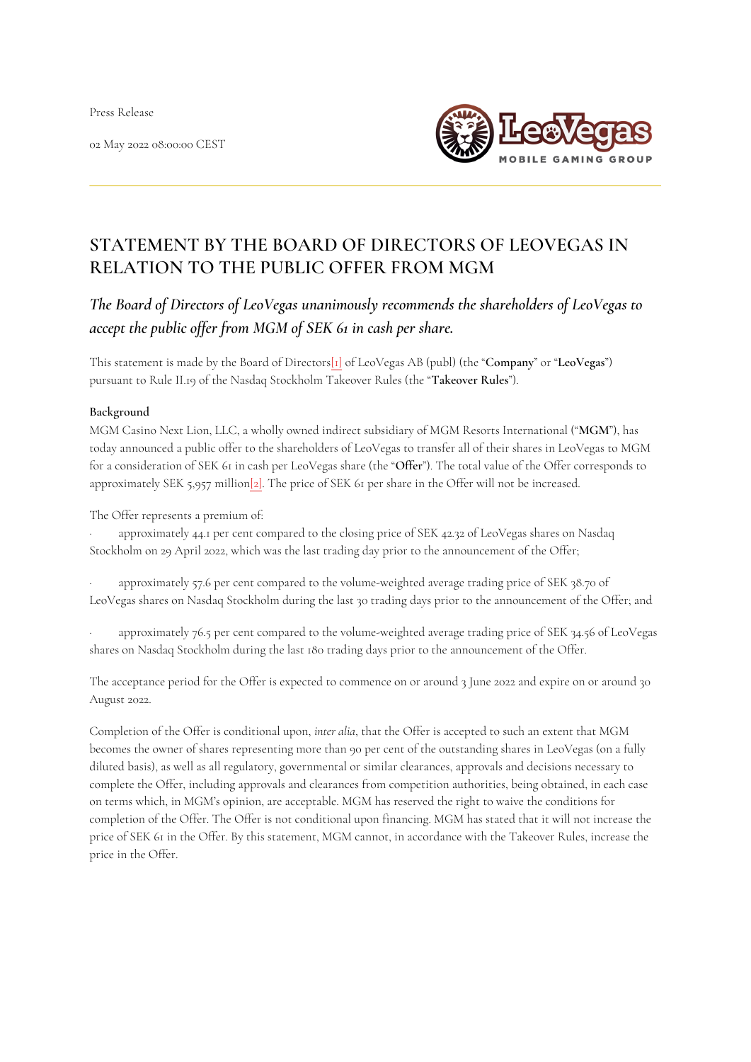Press Release

02 May 2022 08:00:00 CEST

# STATEMENT BY THE BOARD OF DIRECTORS OF LEOVEGAS IN RELATION TO THE PUBLIC OFFER FROM MGM

## *The Board of Directors of LeoVegas unanimously recommends the shareholders of LeoVegas to accept the public offer from MGM of SEK 61 in cash per share.*

This statement is made by the Board of Directors[1] of LeoVegas AB (publ) (the "**Company**" or "**LeoVegas**") pursuant to Rule II.19 of the Nasdaq Stockholm Takeover Rules (the "**Takeover Rules**").

**Background**

MGM Casino Next Lion, LLC, a wholly owned indirect subsidiary of MGM Resorts International ("**MGM**"), has today announced a public offer to the shareholders of LeoVegas to transfer all of their shares in LeoVegas to MGM for a consideration of SEK 61 in cash per LeoVegas share (the "**Offer**"). The total value of the Offer corresponds to approximately SEK 5,957 million[2]. The price of SEK 61 per share in the Offer will not be increased.

The Offer represents a premium of:

- approximately 44.1 per cent compared to the closing price of SEK 42.32 of LeoVegas shares on Nasdaq Stockholm on 29 April 2022, which was the last trading day prior to the announcement of the Offer;
- approximately 57.6 per cent compared to the volume-weighted average trading price of SEK 38.70 of LeoVegas shares on Nasdaq Stockholm during the last 30 trading days prior to the announcement of the Offer; and
- approximately 76.5 per cent compared to the volume-weighted average trading price of SEK 34.56 of LeoVegas shares on Nasdaq Stockholm during the last 180 trading days prior to the announcement of the Offer.

The acceptance period for the Offer is expected to commence on or around 3 June 2022 and expire on or around 30 August 2022.

Completion of the Offer is conditional upon, *inter alia*, that the Offer is accepted to such an extent that MGM becomes the owner of shares representing more than 90 per cent of the outstanding shares in LeoVegas (on a fully diluted basis), as well as all regulatory, governmental or similar clearances, approvals and decisions necessary to complete the Offer, including approvals and clearances from competition authorities, being obtained, in each case on terms which, in MGM's opinion, are acceptable. MGM has reserved the right to waive the conditions for completion of the Offer. The Offer is not conditional upon financing. MGM has stated that it will not increase the price of SEK 61 in the Offer. By this statement, MGM cannot, in accordance with the Takeover Rules, increase the price in the Offer.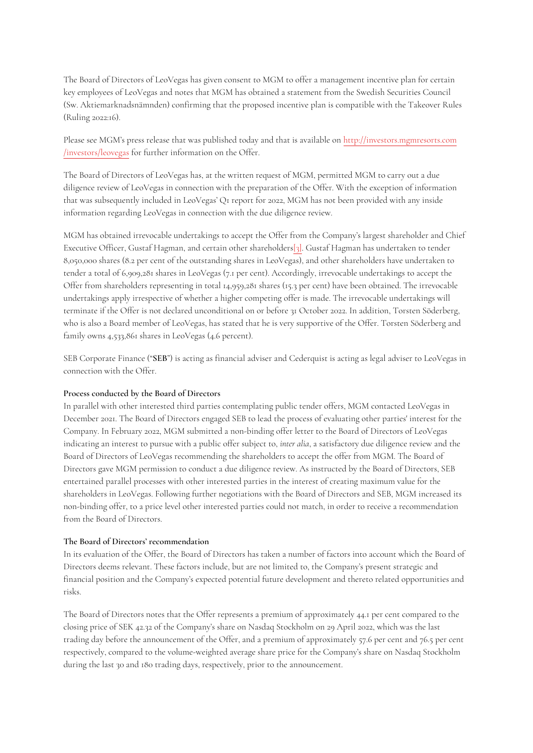The Board of Directors of LeoVegas has given consent to MGM to offer a management incentive plan for certain key employees of LeoVegas and notes that MGM has obtained a statement from the Swedish Securities Council (Sw. Aktiemarknadsnämnden) confirming that the proposed incentive plan is compatible with the Takeover Rules (Ruling 2022:16).

Please see MGM's press release that was published today and that is available on [http://investors.mgmresorts.com/investors/leovegas](http://investors.mgmresorts.com/investors/leovegas) for further information on the Offer.

The Board of Directors of LeoVegas has, at the written request of MGM, permitted MGM to carry out a due diligence review of LeoVegas in connection with the preparation of the Offer. With the exception of information that was subsequently included in LeoVegas' Q1 report for 2022, MGM has not been provided with any inside information regarding LeoVegas in connection with the due diligence review.

MGM has obtained irrevocable undertakings to accept the Offer from the Company's largest shareholder and Chief Executive Officer, Gustaf Hagman, and certain other shareholders[3]. Gustaf Hagman has undertaken to tender 8,050,000 shares (8.2 per cent of the outstanding shares in LeoVegas), and other shareholders have undertaken to tender a total of 6,909,281 shares in LeoVegas (7.1 per cent). Accordingly, irrevocable undertakings to accept the Offer from shareholders representing in total 14,959,281 shares (15.3 per cent) have been obtained. The irrevocable undertakings apply irrespective of whether a higher competing offer is made. The irrevocable undertakings will terminate if the Offer is not declared unconditional on or before 31 October 2022. In addition, Torsten Söderberg, who is also a Board member of LeoVegas, has stated that he is very supportive of the Offer. Torsten Söderberg and family owns 4,533,861 shares in LeoVegas (4.6 percent).

SEB Corporate Finance ("**SEB**") is acting as financial adviser and Cederquist is acting as legal adviser to LeoVegas in connection with the Offer.

**Process conducted by the Board of Directors**

In parallel with other interested third parties contemplating public tender offers, MGM contacted LeoVegas in December 2021. The Board of Directors engaged SEB to lead the process of evaluating other parties' interest for the Company. In February 2022, MGM submitted a non-binding offer letter to the Board of Directors of LeoVegas indicating an interest to pursue with a public offer subject to, *inter alia*, a satisfactory due diligence review and the Board of Directors of LeoVegas recommending the shareholders to accept the offer from MGM. The Board of Directors gave MGM permission to conduct a due diligence review. As instructed by the Board of Directors, SEB entertained parallel processes with other interested parties in the interest of creating maximum value for the shareholders in LeoVegas. Following further negotiations with the Board of Directors and SEB, MGM increased its non-binding offer, to a price level other interested parties could not match, in order to receive a recommendation from the Board of Directors.

**The Board of Directors' recommendation**

In its evaluation of the Offer, the Board of Directors has taken a number of factors into account which the Board of Directors deems relevant. These factors include, but are not limited to, the Company's present strategic and financial position and the Company's expected potential future development and thereto related opportunities and risks.

The Board of Directors notes that the Offer represents a premium of approximately 44.1 per cent compared to the closing price of SEK 42.32 of the Company's share on Nasdaq Stockholm on 29 April 2022, which was the last trading day before the announcement of the Offer, and a premium of approximately 57.6 per cent and 76.5 per cent respectively, compared to the volume-weighted average share price for the Company's share on Nasdaq Stockholm during the last 30 and 180 trading days, respectively, prior to the announcement.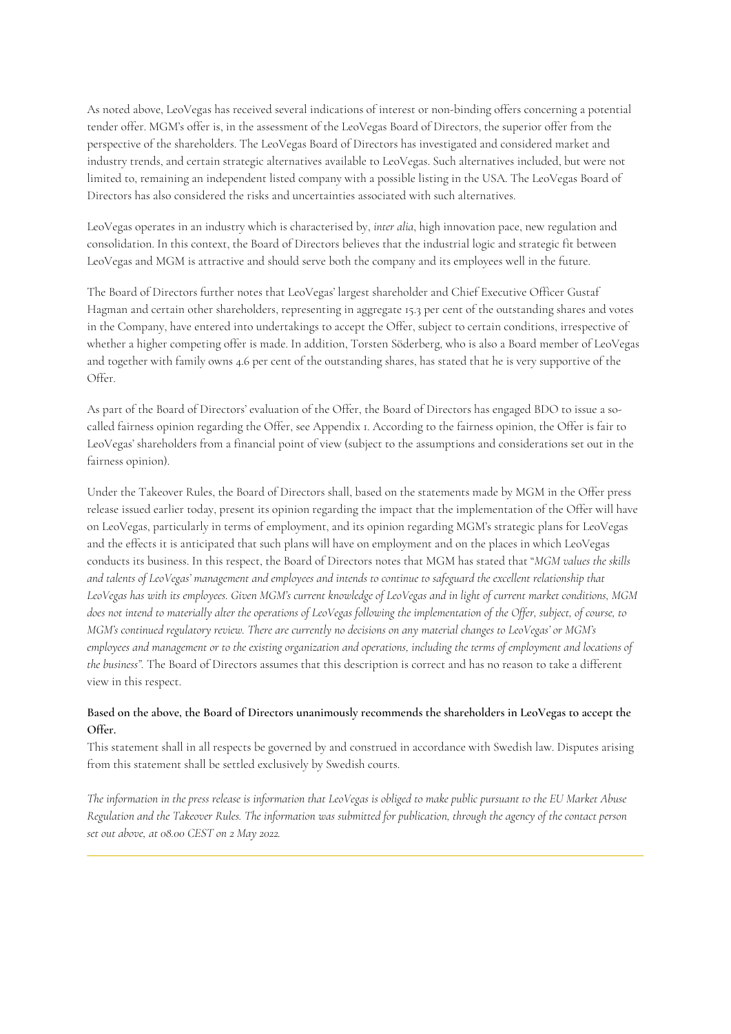As noted above, LeoVegas has received several indications of interest or non-binding offers concerning a potential tender offer. MGM's offer is, in the assessment of the LeoVegas Board of Directors, the superior offer from the perspective of the shareholders. The LeoVegas Board of Directors has investigated and considered market and industry trends, and certain strategic alternatives available to LeoVegas. Such alternatives included, but were not limited to, remaining an independent listed company with a possible listing in the USA. The LeoVegas Board of Directors has also considered the risks and uncertainties associated with such alternatives.

LeoVegas operates in an industry which is characterised by, *inter alia*, high innovation pace, new regulation and consolidation. In this context, the Board of Directors believes that the industrial logic and strategic fit between LeoVegas and MGM is attractive and should serve both the company and its employees well in the future.

The Board of Directors further notes that LeoVegas' largest shareholder and Chief Executive Officer Gustaf Hagman and certain other shareholders, representing in aggregate 15.3 per cent of the outstanding shares and votes in the Company, have entered into undertakings to accept the Offer, subject to certain conditions, irrespective of whether a higher competing offer is made. In addition, Torsten Söderberg, who is also a Board member of LeoVegas and together with family owns 4.6 per cent of the outstanding shares, has stated that he is very supportive of the Offer.

As part of the Board of Directors' evaluation of the Offer, the Board of Directors has engaged BDO to issue a so-called fairness opinion regarding the Offer, see Appendix 1. According to the fairness opinion, the Offer is fair to LeoVegas' shareholders from a financial point of view (subject to the assumptions and considerations set out in the fairness opinion).

Under the Takeover Rules, the Board of Directors shall, based on the statements made by MGM in the Offer press release issued earlier today, present its opinion regarding the impact that the implementation of the Offer will have on LeoVegas, particularly in terms of employment, and its opinion regarding MGM's strategic plans for LeoVegas and the effects it is anticipated that such plans will have on employment and on the places in which LeoVegas conducts its business. In this respect, the Board of Directors notes that MGM has stated that "*MGM values the skills and talents of LeoVegas' management and employees and intends to continue to safeguard the excellent relationship that LeoVegas has with its employees. Given MGM's current knowledge of LeoVegas and in light of current market conditions, MGM does not intend to materially alter the operations of LeoVegas following the implementation of the Offer, subject, of course, to MGM's continued regulatory review. There are currently no decisions on any material changes to LeoVegas' or MGM's employees and management or to the existing organization and operations, including the terms of employment and locations of the business*". The Board of Directors assumes that this description is correct and has no reason to take a different view in this respect.

**Based on the above, the Board of Directors unanimously recommends the shareholders in LeoVegas to accept the Offer.**

This statement shall in all respects be governed by and construed in accordance with Swedish law. Disputes arising from this statement shall be settled exclusively by Swedish courts.

*The information in the press release is information that LeoVegas is obliged to make public pursuant to the EU Market Abuse Regulation and the Takeover Rules. The information was submitted for publication, through the agency of the contact person set out above, at 08.00 CEST on 2 May 2022.*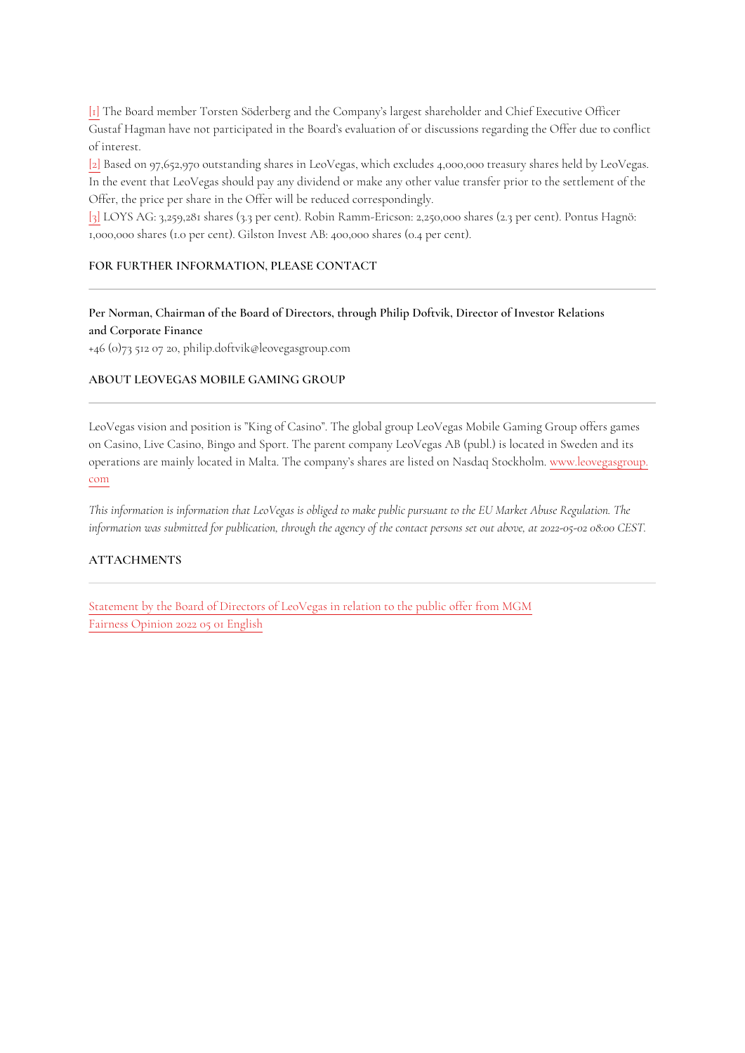[1] The Board member Torsten Söderberg and the Company's largest shareholder and Chief Executive Officer Gustaf Hagman have not participated in the Board's evaluation of or discussions regarding the Offer due to conflict of interest.
[2] Based on 97,652,970 outstanding shares in LeoVegas, which excludes 4,000,000 treasury shares held by LeoVegas. In the event that LeoVegas should pay any dividend or make any other value transfer prior to the settlement of the Offer, the price per share in the Offer will be reduced correspondingly.
[3] LOYS AG: 3,259,281 shares (3.3 per cent). Robin Ramm-Ericson: 2,250,000 shares (2.3 per cent). Pontus Hagnö: 1,000,000 shares (1.0 per cent). Gilston Invest AB: 400,000 shares (0.4 per cent).

## FOR FURTHER INFORMATION, PLEASE CONTACT

---

**Per Norman, Chairman of the Board of Directors, through Philip Doftvik, Director of Investor Relations and Corporate Finance**
+46 (0)73 512 07 20, philip.doftvik@leovegasgroup.com

## ABOUT LEOVEGAS MOBILE GAMING GROUP

---

LeoVegas vision and position is "King of Casino". The global group LeoVegas Mobile Gaming Group offers games on Casino, Live Casino, Bingo and Sport. The parent company LeoVegas AB (publ.) is located in Sweden and its operations are mainly located in Malta. The company's shares are listed on Nasdaq Stockholm. www.leovegasgroup.com

*This information is information that LeoVegas is obliged to make public pursuant to the EU Market Abuse Regulation. The information was submitted for publication, through the agency of the contact persons set out above, at 2022-05-02 08:00 CEST.*

## ATTACHMENTS

---

Statement by the Board of Directors of LeoVegas in relation to the public offer from MGM
Fairness Opinion 2022 05 01 English